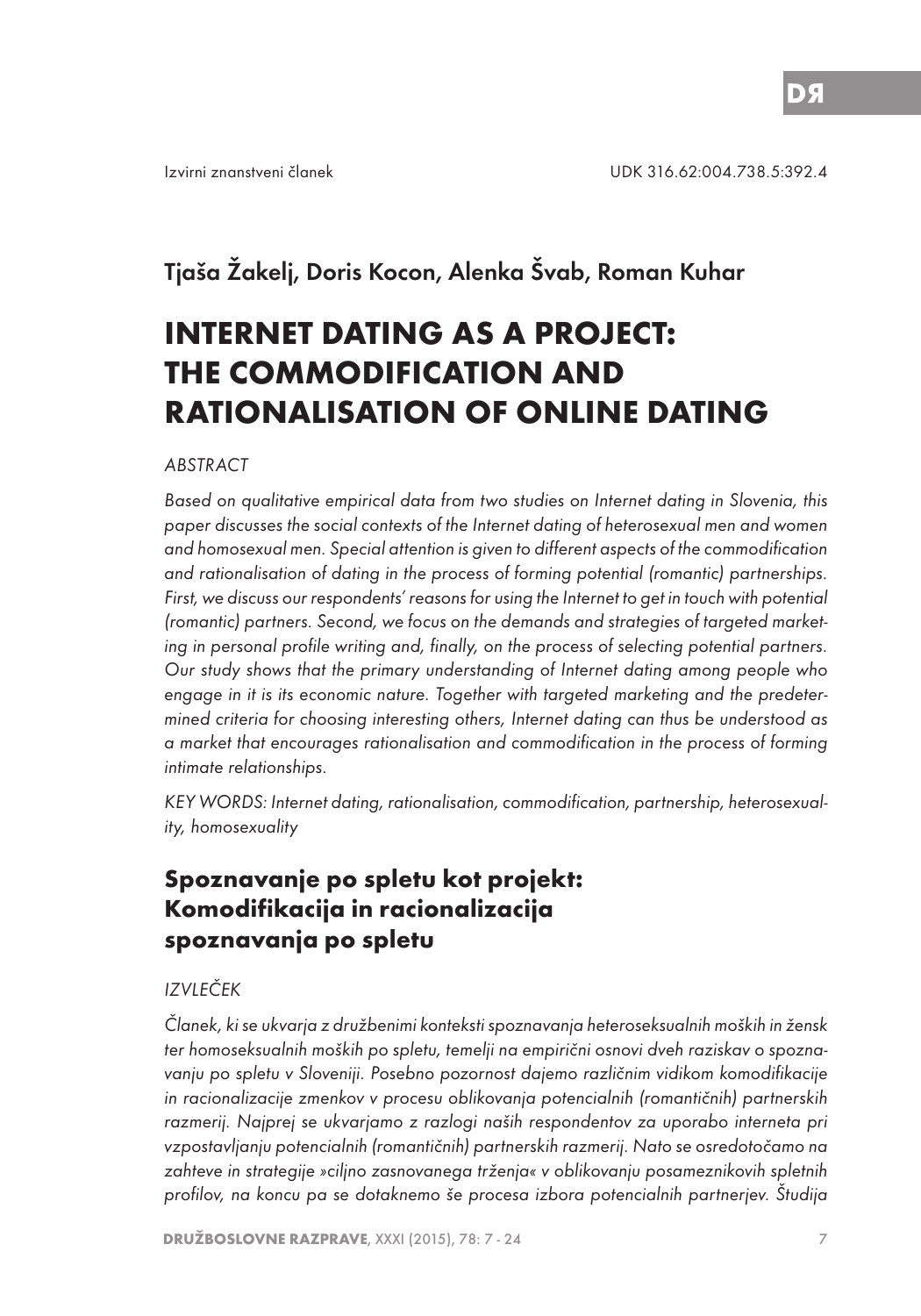Izvirni znanstveni članek

UDK 316.62:004.738.5:392.4

Tjaša Žakelj, Doris Kocon, Alenka Švab, Roman Kuhar

# INTERNET DATING AS A PROJECT: THE COMMODIFICATION AND RATIONALISATION OF ONLINE DATING

*ABSTRACT*

*Based on qualitative empirical data from two studies on Internet dating in Slovenia, this paper discusses the social contexts of the Internet dating of heterosexual men and women and homosexual men. Special attention is given to different aspects of the commodification and rationalisation of dating in the process of forming potential (romantic) partnerships. First, we discuss our respondents' reasons for using the Internet to get in touch with potential (romantic) partners. Second, we focus on the demands and strategies of targeted marketing in personal profile writing and, finally, on the process of selecting potential partners. Our study shows that the primary understanding of Internet dating among people who engage in it is its economic nature. Together with targeted marketing and the predetermined criteria for choosing interesting others, Internet dating can thus be understood as a market that encourages rationalisation and commodification in the process of forming intimate relationships.*

*KEY WORDS: Internet dating, rationalisation, commodification, partnership, heterosexuality, homosexuality*

## Spoznavanje po spletu kot projekt: Komodifikacija in racionalizacija spoznavanja po spletu

*IZVLEČEK*

*Članek, ki se ukvarja z družbenimi konteksti spoznavanja heteroseksualnih moških in žensk ter homoseksualnih moških po spletu, temelji na empirični osnovi dveh raziskav o spoznavanju po spletu v Sloveniji. Posebno pozornost dajemo različnim vidikom komodifikacije in racionalizacije zmenkov v procesu oblikovanja potencialnih (romantičnih) partnerskih razmerij. Najprej se ukvarjamo z razlogi naših respondentov za uporabo interneta pri vzpostavljanju potencialnih (romantičnih) partnerskih razmerij. Nato se osredotočamo na zahteve in strategije »ciljno zasnovanega trženja« v oblikovanju posameznikovih spletnih profilov, na koncu pa se dotaknemo še procesa izbora potencialnih partnerjev. Študija*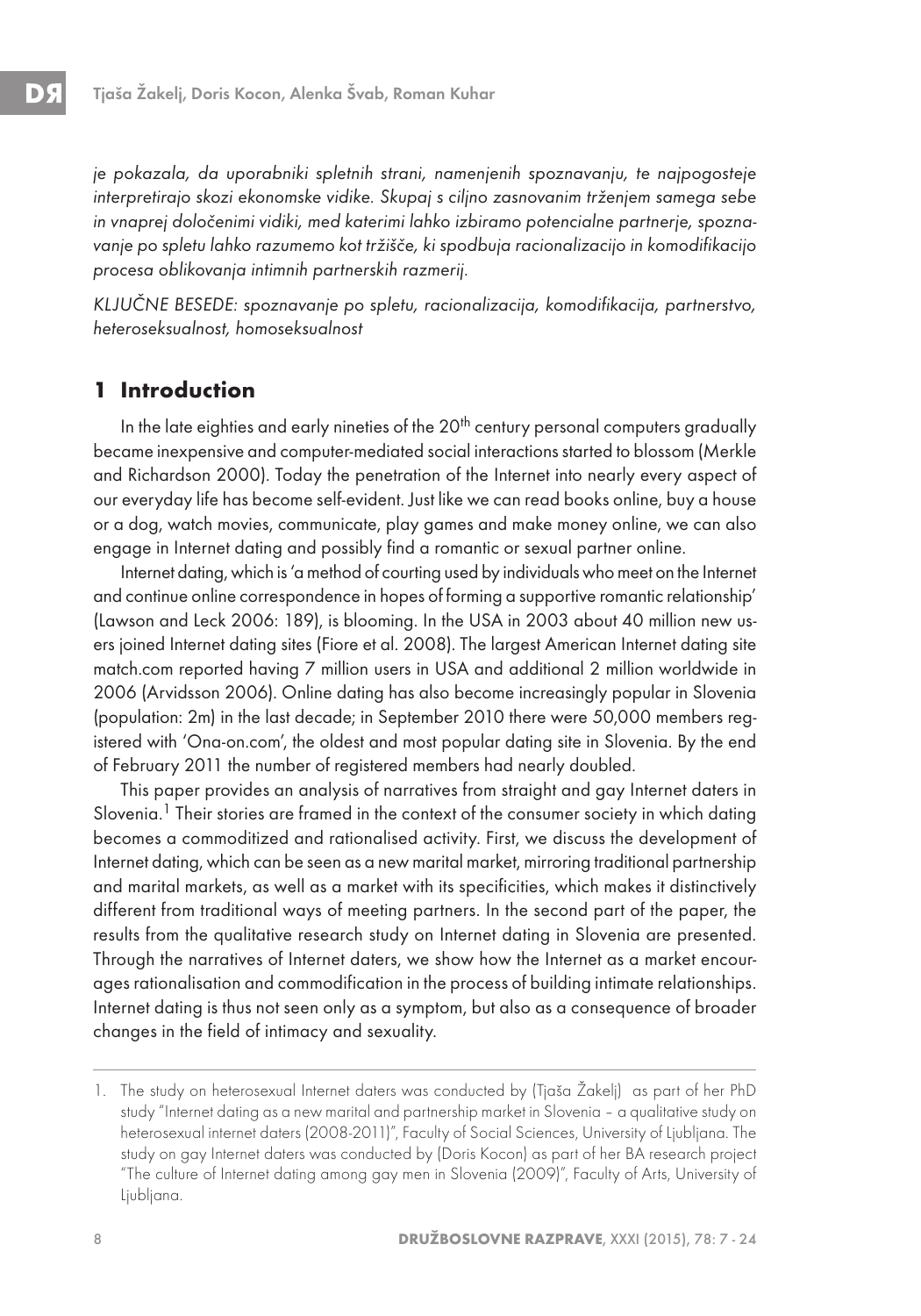*je pokazala, da uporabniki spletnih strani, namenjenih spoznavanju, te najpogosteje interpretirajo skozi ekonomske vidike. Skupaj s ciljno zasnovanim trženjem samega sebe in vnaprej določenimi vidiki, med katerimi lahko izbiramo potencialne partnerje, spoznavanje po spletu lahko razumemo kot tržišče, ki spodbuja racionalizacijo in komodifikacijo procesa oblikovanja intimnih partnerskih razmerij.*

*KLJUČNE BESEDE: spoznavanje po spletu, racionalizacija, komodifikacija, partnerstvo, heteroseksualnost, homoseksualnost*

## 1 Introduction

In the late eighties and early nineties of the 20th century personal computers gradually became inexpensive and computer-mediated social interactions started to blossom (Merkle and Richardson 2000). Today the penetration of the Internet into nearly every aspect of our everyday life has become self-evident. Just like we can read books online, buy a house or a dog, watch movies, communicate, play games and make money online, we can also engage in Internet dating and possibly find a romantic or sexual partner online.

Internet dating, which is 'a method of courting used by individuals who meet on the Internet and continue online correspondence in hopes of forming a supportive romantic relationship' (Lawson and Leck 2006: 189), is blooming. In the USA in 2003 about 40 million new users joined Internet dating sites (Fiore et al. 2008). The largest American Internet dating site match.com reported having 7 million users in USA and additional 2 million worldwide in 2006 (Arvidsson 2006). Online dating has also become increasingly popular in Slovenia (population: 2m) in the last decade; in September 2010 there were 50,000 members registered with 'Ona-on.com', the oldest and most popular dating site in Slovenia. By the end of February 2011 the number of registered members had nearly doubled.

This paper provides an analysis of narratives from straight and gay Internet daters in Slovenia.[1] Their stories are framed in the context of the consumer society in which dating becomes a commoditized and rationalised activity. First, we discuss the development of Internet dating, which can be seen as a new marital market, mirroring traditional partnership and marital markets, as well as a market with its specificities, which makes it distinctively different from traditional ways of meeting partners. In the second part of the paper, the results from the qualitative research study on Internet dating in Slovenia are presented. Through the narratives of Internet daters, we show how the Internet as a market encourages rationalisation and commodification in the process of building intimate relationships. Internet dating is thus not seen only as a symptom, but also as a consequence of broader changes in the field of intimacy and sexuality.

---

1. The study on heterosexual Internet daters was conducted by (Tjaša Žakelj) as part of her PhD study "Internet dating as a new marital and partnership market in Slovenia – a qualitative study on heterosexual internet daters (2008-2011)", Faculty of Social Sciences, University of Ljubljana. The study on gay Internet daters was conducted by (Doris Kocon) as part of her BA research project "The culture of Internet dating among gay men in Slovenia (2009)", Faculty of Arts, University of Ljubljana.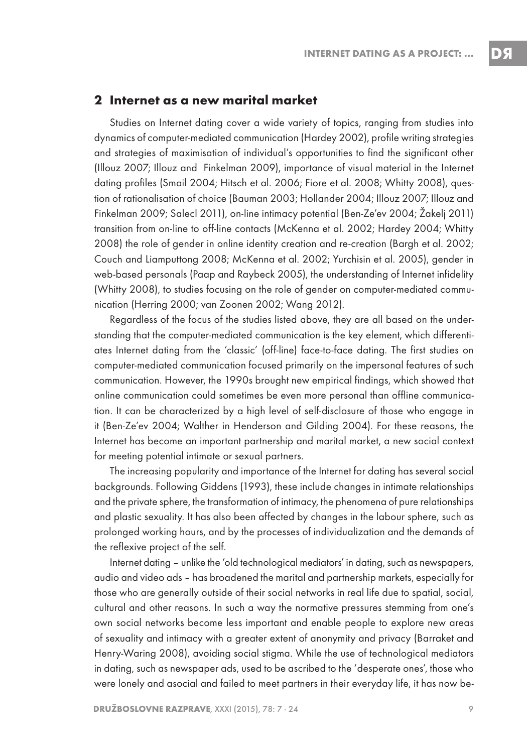## 2 Internet as a new marital market

Studies on Internet dating cover a wide variety of topics, ranging from studies into dynamics of computer-mediated communication (Hardey 2002), profile writing strategies and strategies of maximisation of individual's opportunities to find the significant other (Illouz 2007; Illouz and Finkelman 2009), importance of visual material in the Internet dating profiles (Smail 2004; Hitsch et al. 2006; Fiore et al. 2008; Whitty 2008), question of rationalisation of choice (Bauman 2003; Hollander 2004; Illouz 2007; Illouz and Finkelman 2009; Salecl 2011), on-line intimacy potential (Ben-Ze'ev 2004; Žakelj 2011) transition from on-line to off-line contacts (McKenna et al. 2002; Hardey 2004; Whitty 2008) the role of gender in online identity creation and re-creation (Bargh et al. 2002; Couch and Liamputtong 2008; McKenna et al. 2002; Yurchisin et al. 2005), gender in web-based personals (Paap and Raybeck 2005), the understanding of Internet infidelity (Whitty 2008), to studies focusing on the role of gender on computer-mediated communication (Herring 2000; van Zoonen 2002; Wang 2012).

Regardless of the focus of the studies listed above, they are all based on the understanding that the computer-mediated communication is the key element, which differentiates Internet dating from the 'classic' (off-line) face-to-face dating. The first studies on computer-mediated communication focused primarily on the impersonal features of such communication. However, the 1990s brought new empirical findings, which showed that online communication could sometimes be even more personal than offline communication. It can be characterized by a high level of self-disclosure of those who engage in it (Ben-Ze'ev 2004; Walther in Henderson and Gilding 2004). For these reasons, the Internet has become an important partnership and marital market, a new social context for meeting potential intimate or sexual partners.

The increasing popularity and importance of the Internet for dating has several social backgrounds. Following Giddens (1993), these include changes in intimate relationships and the private sphere, the transformation of intimacy, the phenomena of pure relationships and plastic sexuality. It has also been affected by changes in the labour sphere, such as prolonged working hours, and by the processes of individualization and the demands of the reflexive project of the self.

Internet dating – unlike the 'old technological mediators' in dating, such as newspapers, audio and video ads – has broadened the marital and partnership markets, especially for those who are generally outside of their social networks in real life due to spatial, social, cultural and other reasons. In such a way the normative pressures stemming from one's own social networks become less important and enable people to explore new areas of sexuality and intimacy with a greater extent of anonymity and privacy (Barraket and Henry-Waring 2008), avoiding social stigma. While the use of technological mediators in dating, such as newspaper ads, used to be ascribed to the 'desperate ones', those who were lonely and asocial and failed to meet partners in their everyday life, it has now be-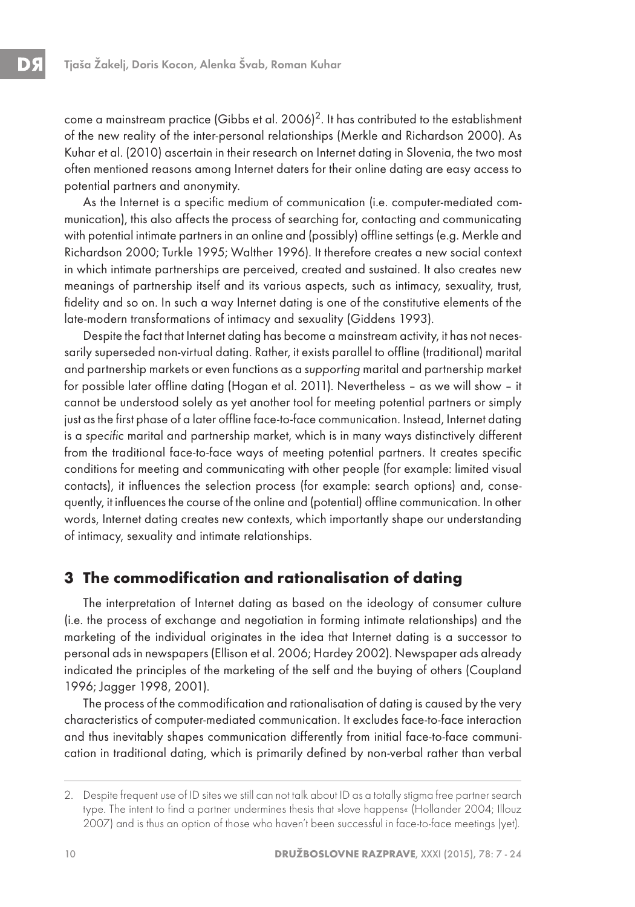come a mainstream practice (Gibbs et al. 2006)[2]. It has contributed to the establishment of the new reality of the inter-personal relationships (Merkle and Richardson 2000). As Kuhar et al. (2010) ascertain in their research on Internet dating in Slovenia, the two most often mentioned reasons among Internet daters for their online dating are easy access to potential partners and anonymity.

As the Internet is a specific medium of communication (i.e. computer-mediated communication), this also affects the process of searching for, contacting and communicating with potential intimate partners in an online and (possibly) offline settings (e.g. Merkle and Richardson 2000; Turkle 1995; Walther 1996). It therefore creates a new social context in which intimate partnerships are perceived, created and sustained. It also creates new meanings of partnership itself and its various aspects, such as intimacy, sexuality, trust, fidelity and so on. In such a way Internet dating is one of the constitutive elements of the late-modern transformations of intimacy and sexuality (Giddens 1993).

Despite the fact that Internet dating has become a mainstream activity, it has not necessarily superseded non-virtual dating. Rather, it exists parallel to offline (traditional) marital and partnership markets or even functions as a *supporting* marital and partnership market for possible later offline dating (Hogan et al. 2011). Nevertheless – as we will show – it cannot be understood solely as yet another tool for meeting potential partners or simply just as the first phase of a later offline face-to-face communication. Instead, Internet dating is a *specific* marital and partnership market, which is in many ways distinctively different from the traditional face-to-face ways of meeting potential partners. It creates specific conditions for meeting and communicating with other people (for example: limited visual contacts), it influences the selection process (for example: search options) and, consequently, it influences the course of the online and (potential) offline communication. In other words, Internet dating creates new contexts, which importantly shape our understanding of intimacy, sexuality and intimate relationships.

## 3 The commodification and rationalisation of dating

The interpretation of Internet dating as based on the ideology of consumer culture (i.e. the process of exchange and negotiation in forming intimate relationships) and the marketing of the individual originates in the idea that Internet dating is a successor to personal ads in newspapers (Ellison et al. 2006; Hardey 2002). Newspaper ads already indicated the principles of the marketing of the self and the buying of others (Coupland 1996; Jagger 1998, 2001).

The process of the commodification and rationalisation of dating is caused by the very characteristics of computer-mediated communication. It excludes face-to-face interaction and thus inevitably shapes communication differently from initial face-to-face communication in traditional dating, which is primarily defined by non-verbal rather than verbal

2. Despite frequent use of ID sites we still can not talk about ID as a totally stigma free partner search type. The intent to find a partner undermines thesis that »love happens« (Hollander 2004; Illouz 2007) and is thus an option of those who haven't been successful in face-to-face meetings (yet).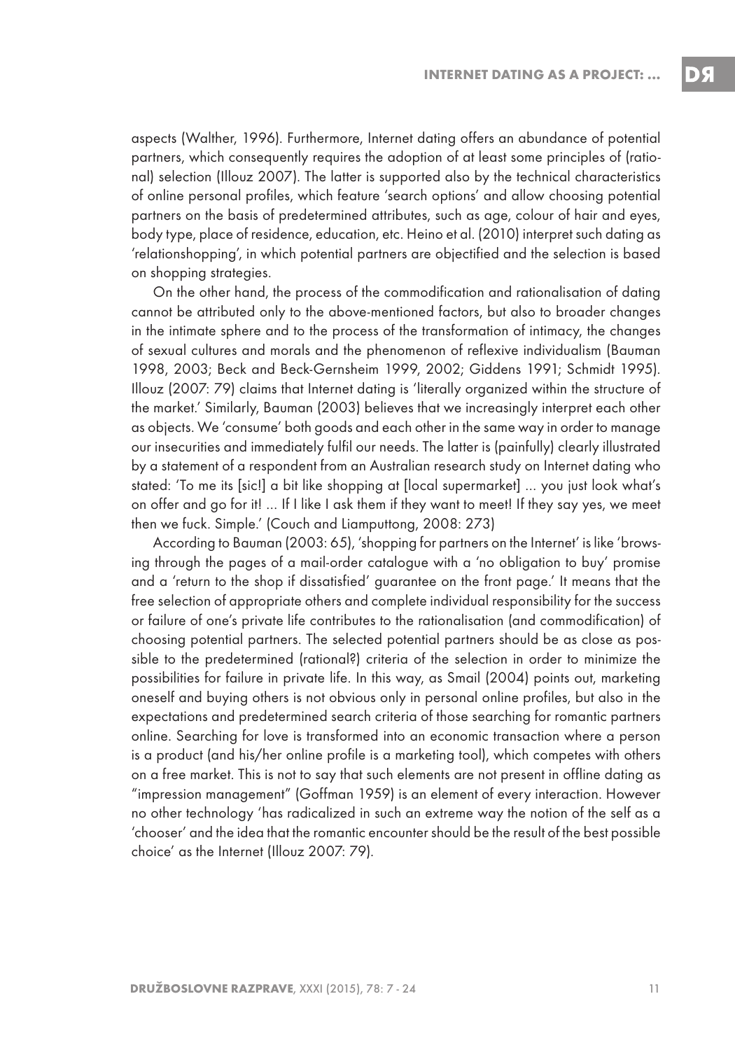aspects (Walther, 1996). Furthermore, Internet dating offers an abundance of potential partners, which consequently requires the adoption of at least some principles of (rational) selection (Illouz 2007). The latter is supported also by the technical characteristics of online personal profiles, which feature 'search options' and allow choosing potential partners on the basis of predetermined attributes, such as age, colour of hair and eyes, body type, place of residence, education, etc. Heino et al. (2010) interpret such dating as 'relationshopping', in which potential partners are objectified and the selection is based on shopping strategies.

On the other hand, the process of the commodification and rationalisation of dating cannot be attributed only to the above-mentioned factors, but also to broader changes in the intimate sphere and to the process of the transformation of intimacy, the changes of sexual cultures and morals and the phenomenon of reflexive individualism (Bauman 1998, 2003; Beck and Beck-Gernsheim 1999, 2002; Giddens 1991; Schmidt 1995). Illouz (2007: 79) claims that Internet dating is 'literally organized within the structure of the market.' Similarly, Bauman (2003) believes that we increasingly interpret each other as objects. We 'consume' both goods and each other in the same way in order to manage our insecurities and immediately fulfil our needs. The latter is (painfully) clearly illustrated by a statement of a respondent from an Australian research study on Internet dating who stated: 'To me its [sic!] a bit like shopping at [local supermarket] … you just look what's on offer and go for it! … If I like I ask them if they want to meet! If they say yes, we meet then we fuck. Simple.' (Couch and Liamputtong, 2008: 273)

According to Bauman (2003: 65), 'shopping for partners on the Internet' is like 'browsing through the pages of a mail-order catalogue with a 'no obligation to buy' promise and a 'return to the shop if dissatisfied' guarantee on the front page.' It means that the free selection of appropriate others and complete individual responsibility for the success or failure of one's private life contributes to the rationalisation (and commodification) of choosing potential partners. The selected potential partners should be as close as possible to the predetermined (rational?) criteria of the selection in order to minimize the possibilities for failure in private life. In this way, as Smail (2004) points out, marketing oneself and buying others is not obvious only in personal online profiles, but also in the expectations and predetermined search criteria of those searching for romantic partners online. Searching for love is transformed into an economic transaction where a person is a product (and his/her online profile is a marketing tool), which competes with others on a free market. This is not to say that such elements are not present in offline dating as "impression management" (Goffman 1959) is an element of every interaction. However no other technology 'has radicalized in such an extreme way the notion of the self as a 'chooser' and the idea that the romantic encounter should be the result of the best possible choice' as the Internet (Illouz 2007: 79).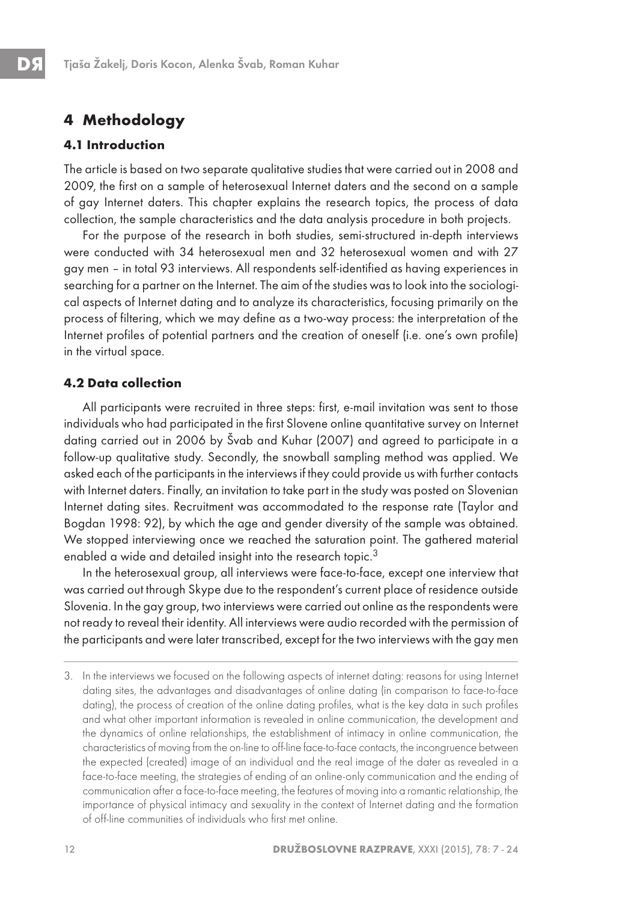## 4 Methodology

### 4.1 Introduction

The article is based on two separate qualitative studies that were carried out in 2008 and 2009, the first on a sample of heterosexual Internet daters and the second on a sample of gay Internet daters. This chapter explains the research topics, the process of data collection, the sample characteristics and the data analysis procedure in both projects.

For the purpose of the research in both studies, semi-structured in-depth interviews were conducted with 34 heterosexual men and 32 heterosexual women and with 27 gay men – in total 93 interviews. All respondents self-identified as having experiences in searching for a partner on the Internet. The aim of the studies was to look into the sociological aspects of Internet dating and to analyze its characteristics, focusing primarily on the process of filtering, which we may define as a two-way process: the interpretation of the Internet profiles of potential partners and the creation of oneself (i.e. one's own profile) in the virtual space.

### 4.2 Data collection

All participants were recruited in three steps: first, e-mail invitation was sent to those individuals who had participated in the first Slovene online quantitative survey on Internet dating carried out in 2006 by Švab and Kuhar (2007) and agreed to participate in a follow-up qualitative study. Secondly, the snowball sampling method was applied. We asked each of the participants in the interviews if they could provide us with further contacts with Internet daters. Finally, an invitation to take part in the study was posted on Slovenian Internet dating sites. Recruitment was accommodated to the response rate (Taylor and Bogdan 1998: 92), by which the age and gender diversity of the sample was obtained. We stopped interviewing once we reached the saturation point. The gathered material enabled a wide and detailed insight into the research topic.[3]

In the heterosexual group, all interviews were face-to-face, except one interview that was carried out through Skype due to the respondent's current place of residence outside Slovenia. In the gay group, two interviews were carried out online as the respondents were not ready to reveal their identity. All interviews were audio recorded with the permission of the participants and were later transcribed, except for the two interviews with the gay men

3. In the interviews we focused on the following aspects of internet dating: reasons for using Internet dating sites, the advantages and disadvantages of online dating (in comparison to face-to-face dating), the process of creation of the online dating profiles, what is the key data in such profiles and what other important information is revealed in online communication, the development and the dynamics of online relationships, the establishment of intimacy in online communication, the characteristics of moving from the on-line to off-line face-to-face contacts, the incongruence between the expected (created) image of an individual and the real image of the dater as revealed in a face-to-face meeting, the strategies of ending of an online-only communication and the ending of communication after a face-to-face meeting, the features of moving into a romantic relationship, the importance of physical intimacy and sexuality in the context of Internet dating and the formation of off-line communities of individuals who first met online.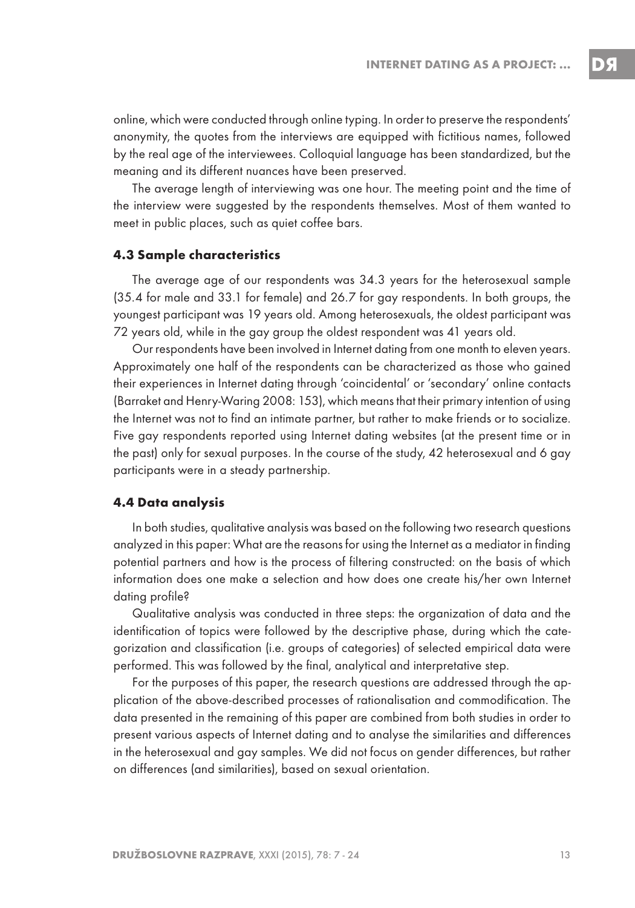online, which were conducted through online typing. In order to preserve the respondents' anonymity, the quotes from the interviews are equipped with fictitious names, followed by the real age of the interviewees. Colloquial language has been standardized, but the meaning and its different nuances have been preserved.

The average length of interviewing was one hour. The meeting point and the time of the interview were suggested by the respondents themselves. Most of them wanted to meet in public places, such as quiet coffee bars.

### 4.3 Sample characteristics

The average age of our respondents was 34.3 years for the heterosexual sample (35.4 for male and 33.1 for female) and 26.7 for gay respondents. In both groups, the youngest participant was 19 years old. Among heterosexuals, the oldest participant was 72 years old, while in the gay group the oldest respondent was 41 years old.

Our respondents have been involved in Internet dating from one month to eleven years. Approximately one half of the respondents can be characterized as those who gained their experiences in Internet dating through 'coincidental' or 'secondary' online contacts (Barraket and Henry-Waring 2008: 153), which means that their primary intention of using the Internet was not to find an intimate partner, but rather to make friends or to socialize. Five gay respondents reported using Internet dating websites (at the present time or in the past) only for sexual purposes. In the course of the study, 42 heterosexual and 6 gay participants were in a steady partnership.

### 4.4 Data analysis

In both studies, qualitative analysis was based on the following two research questions analyzed in this paper: What are the reasons for using the Internet as a mediator in finding potential partners and how is the process of filtering constructed: on the basis of which information does one make a selection and how does one create his/her own Internet dating profile?

Qualitative analysis was conducted in three steps: the organization of data and the identification of topics were followed by the descriptive phase, during which the categorization and classification (i.e. groups of categories) of selected empirical data were performed. This was followed by the final, analytical and interpretative step.

For the purposes of this paper, the research questions are addressed through the application of the above-described processes of rationalisation and commodification. The data presented in the remaining of this paper are combined from both studies in order to present various aspects of Internet dating and to analyse the similarities and differences in the heterosexual and gay samples. We did not focus on gender differences, but rather on differences (and similarities), based on sexual orientation.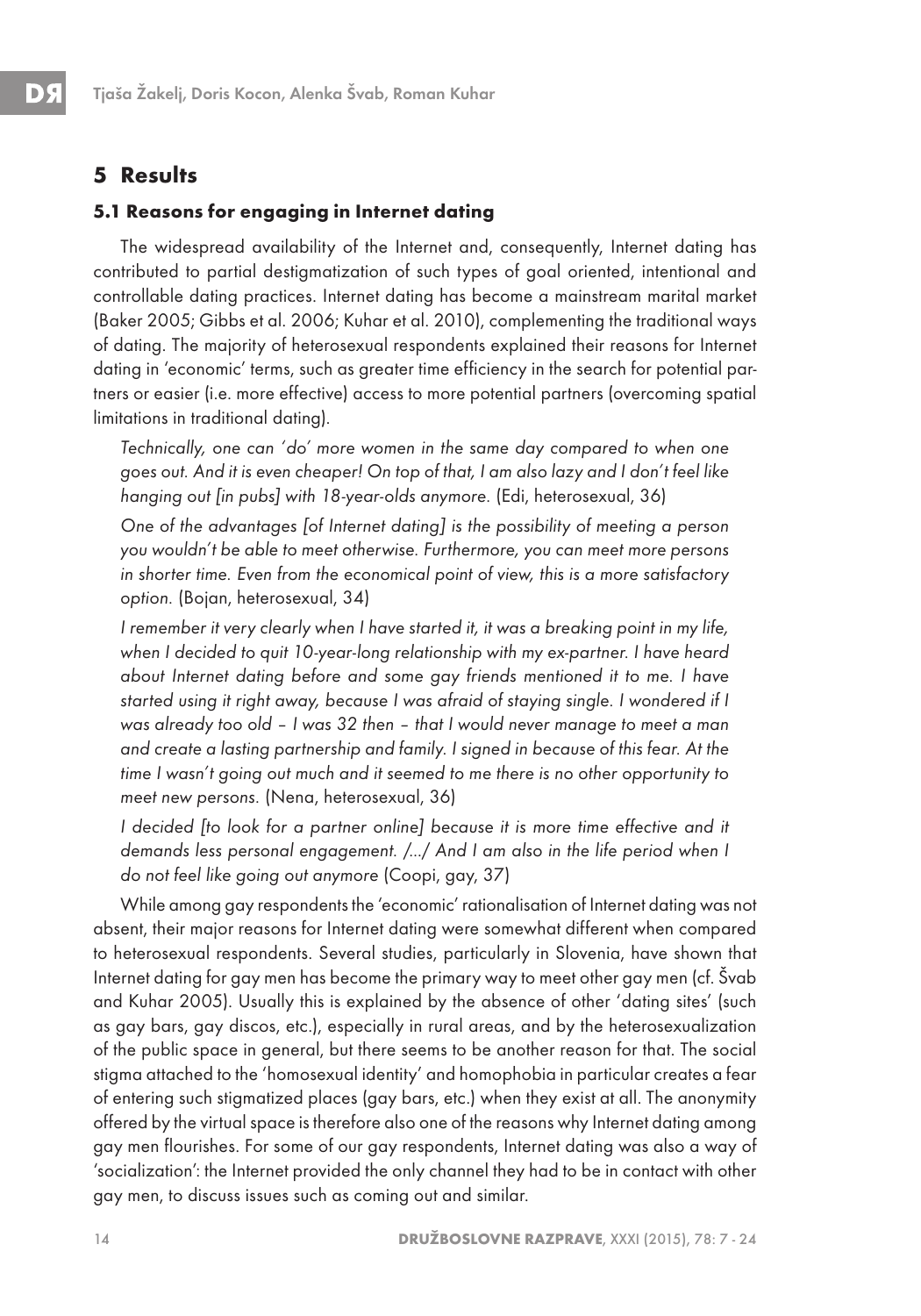## 5 Results

### 5.1 Reasons for engaging in Internet dating

The widespread availability of the Internet and, consequently, Internet dating has contributed to partial destigmatization of such types of goal oriented, intentional and controllable dating practices. Internet dating has become a mainstream marital market (Baker 2005; Gibbs et al. 2006; Kuhar et al. 2010), complementing the traditional ways of dating. The majority of heterosexual respondents explained their reasons for Internet dating in 'economic' terms, such as greater time efficiency in the search for potential partners or easier (i.e. more effective) access to more potential partners (overcoming spatial limitations in traditional dating).

> *Technically, one can 'do' more women in the same day compared to when one goes out. And it is even cheaper! On top of that, I am also lazy and I don't feel like hanging out [in pubs] with 18-year-olds anymore.* (Edi, heterosexual, 36)

> *One of the advantages [of Internet dating] is the possibility of meeting a person you wouldn't be able to meet otherwise. Furthermore, you can meet more persons in shorter time. Even from the economical point of view, this is a more satisfactory option.* (Bojan, heterosexual, 34)

> *I remember it very clearly when I have started it, it was a breaking point in my life, when I decided to quit 10-year-long relationship with my ex-partner. I have heard about Internet dating before and some gay friends mentioned it to me. I have started using it right away, because I was afraid of staying single. I wondered if I was already too old – I was 32 then – that I would never manage to meet a man and create a lasting partnership and family. I signed in because of this fear. At the time I wasn't going out much and it seemed to me there is no other opportunity to meet new persons.* (Nena, heterosexual, 36)

> *I decided [to look for a partner online] because it is more time effective and it demands less personal engagement. /.../ And I am also in the life period when I do not feel like going out anymore* (Coopi, gay, 37)

While among gay respondents the 'economic' rationalisation of Internet dating was not absent, their major reasons for Internet dating were somewhat different when compared to heterosexual respondents. Several studies, particularly in Slovenia, have shown that Internet dating for gay men has become the primary way to meet other gay men (cf. Švab and Kuhar 2005). Usually this is explained by the absence of other 'dating sites' (such as gay bars, gay discos, etc.), especially in rural areas, and by the heterosexualization of the public space in general, but there seems to be another reason for that. The social stigma attached to the 'homosexual identity' and homophobia in particular creates a fear of entering such stigmatized places (gay bars, etc.) when they exist at all. The anonymity offered by the virtual space is therefore also one of the reasons why Internet dating among gay men flourishes. For some of our gay respondents, Internet dating was also a way of 'socialization': the Internet provided the only channel they had to be in contact with other gay men, to discuss issues such as coming out and similar.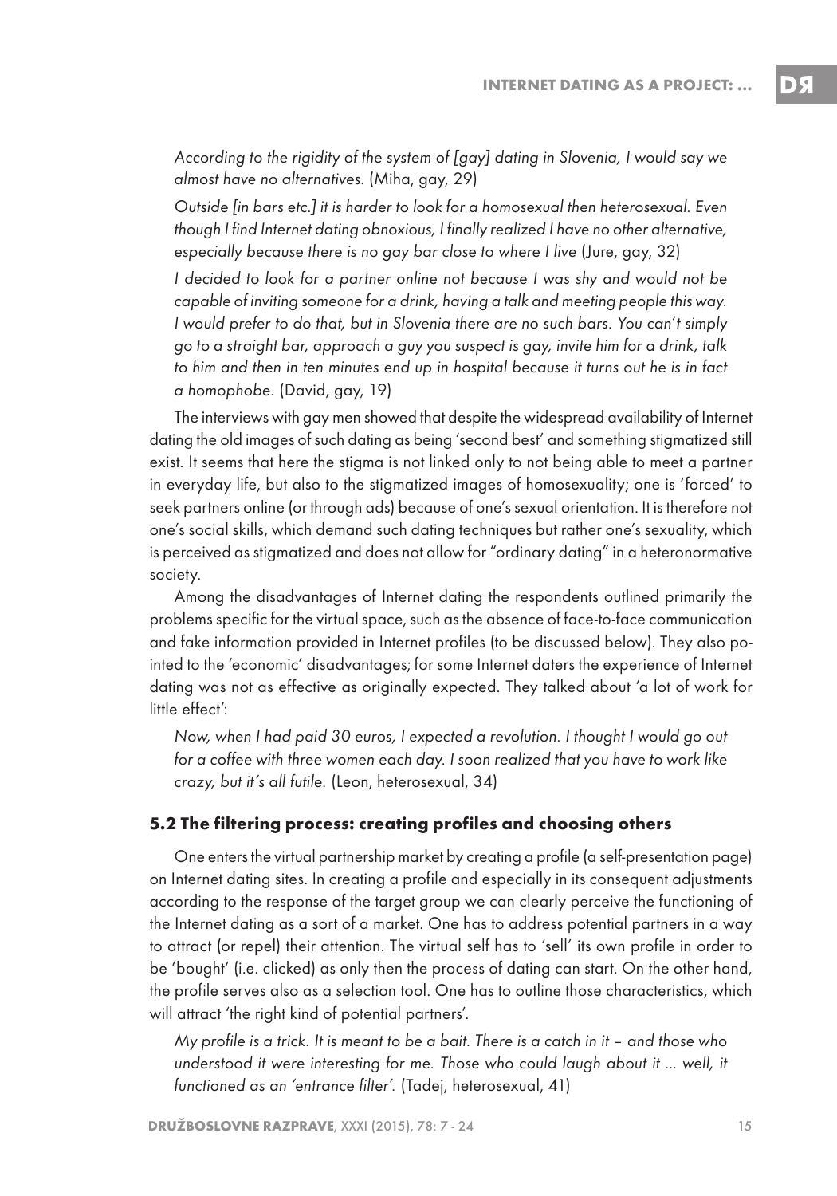*According to the rigidity of the system of [gay] dating in Slovenia, I would say we almost have no alternatives.* (Miha, gay, 29)

*Outside [in bars etc.] it is harder to look for a homosexual then heterosexual. Even though I find Internet dating obnoxious, I finally realized I have no other alternative, especially because there is no gay bar close to where I live* (Jure, gay, 32)

*I decided to look for a partner online not because I was shy and would not be capable of inviting someone for a drink, having a talk and meeting people this way. I would prefer to do that, but in Slovenia there are no such bars. You can't simply go to a straight bar, approach a guy you suspect is gay, invite him for a drink, talk to him and then in ten minutes end up in hospital because it turns out he is in fact a homophobe.* (David, gay, 19)

The interviews with gay men showed that despite the widespread availability of Internet dating the old images of such dating as being 'second best' and something stigmatized still exist. It seems that here the stigma is not linked only to not being able to meet a partner in everyday life, but also to the stigmatized images of homosexuality; one is 'forced' to seek partners online (or through ads) because of one's sexual orientation. It is therefore not one's social skills, which demand such dating techniques but rather one's sexuality, which is perceived as stigmatized and does not allow for "ordinary dating" in a heteronormative society.

Among the disadvantages of Internet dating the respondents outlined primarily the problems specific for the virtual space, such as the absence of face-to-face communication and fake information provided in Internet profiles (to be discussed below). They also pointed to the 'economic' disadvantages; for some Internet daters the experience of Internet dating was not as effective as originally expected. They talked about 'a lot of work for little effect':

*Now, when I had paid 30 euros, I expected a revolution. I thought I would go out for a coffee with three women each day. I soon realized that you have to work like crazy, but it's all futile.* (Leon, heterosexual, 34)

### 5.2 The filtering process: creating profiles and choosing others

One enters the virtual partnership market by creating a profile (a self-presentation page) on Internet dating sites. In creating a profile and especially in its consequent adjustments according to the response of the target group we can clearly perceive the functioning of the Internet dating as a sort of a market. One has to address potential partners in a way to attract (or repel) their attention. The virtual self has to 'sell' its own profile in order to be 'bought' (i.e. clicked) as only then the process of dating can start. On the other hand, the profile serves also as a selection tool. One has to outline those characteristics, which will attract 'the right kind of potential partners'.

*My profile is a trick. It is meant to be a bait. There is a catch in it – and those who understood it were interesting for me. Those who could laugh about it ... well, it functioned as an 'entrance filter'.* (Tadej, heterosexual, 41)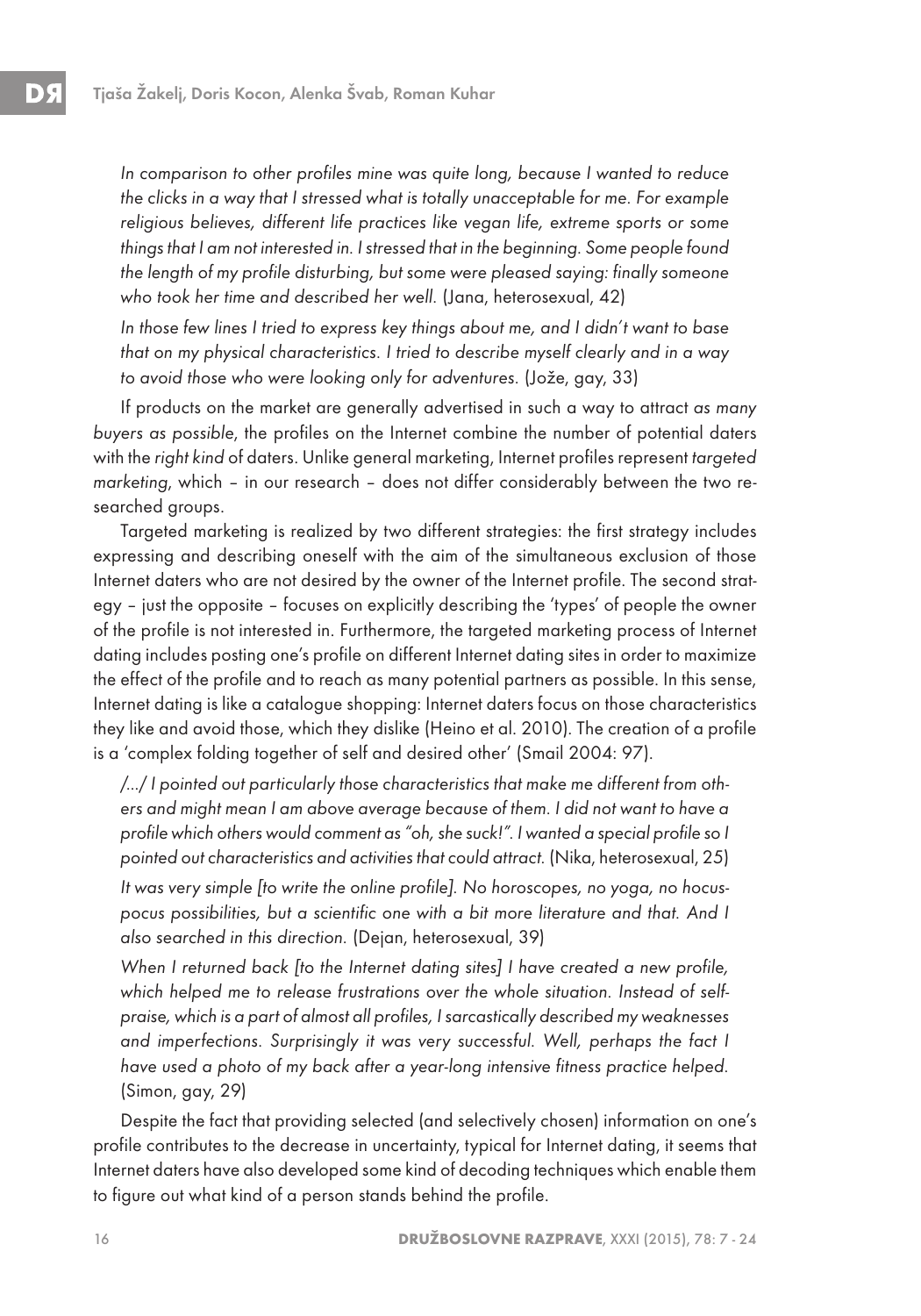*In comparison to other profiles mine was quite long, because I wanted to reduce the clicks in a way that I stressed what is totally unacceptable for me. For example religious believes, different life practices like vegan life, extreme sports or some things that I am not interested in. I stressed that in the beginning. Some people found the length of my profile disturbing, but some were pleased saying: finally someone who took her time and described her well.* (Jana, heterosexual, 42)

*In those few lines I tried to express key things about me, and I didn't want to base that on my physical characteristics. I tried to describe myself clearly and in a way to avoid those who were looking only for adventures.* (Jože, gay, 33)

If products on the market are generally advertised in such a way to attract *as many buyers as possible*, the profiles on the Internet combine the number of potential daters with the *right kind* of daters. Unlike general marketing, Internet profiles represent *targeted marketing*, which – in our research – does not differ considerably between the two researched groups.

Targeted marketing is realized by two different strategies: the first strategy includes expressing and describing oneself with the aim of the simultaneous exclusion of those Internet daters who are not desired by the owner of the Internet profile. The second strategy – just the opposite – focuses on explicitly describing the 'types' of people the owner of the profile is not interested in. Furthermore, the targeted marketing process of Internet dating includes posting one's profile on different Internet dating sites in order to maximize the effect of the profile and to reach as many potential partners as possible. In this sense, Internet dating is like a catalogue shopping: Internet daters focus on those characteristics they like and avoid those, which they dislike (Heino et al. 2010). The creation of a profile is a 'complex folding together of self and desired other' (Smail 2004: 97).

*/…/ I pointed out particularly those characteristics that make me different from others and might mean I am above average because of them. I did not want to have a profile which others would comment as "oh, she suck!". I wanted a special profile so I pointed out characteristics and activities that could attract.* (Nika, heterosexual, 25)

*It was very simple [to write the online profile]. No horoscopes, no yoga, no hocus-pocus possibilities, but a scientific one with a bit more literature and that. And I also searched in this direction.* (Dejan, heterosexual, 39)

*When I returned back [to the Internet dating sites] I have created a new profile, which helped me to release frustrations over the whole situation. Instead of self-praise, which is a part of almost all profiles, I sarcastically described my weaknesses and imperfections. Surprisingly it was very successful. Well, perhaps the fact I have used a photo of my back after a year-long intensive fitness practice helped.* (Simon, gay, 29)

Despite the fact that providing selected (and selectively chosen) information on one's profile contributes to the decrease in uncertainty, typical for Internet dating, it seems that Internet daters have also developed some kind of decoding techniques which enable them to figure out what kind of a person stands behind the profile.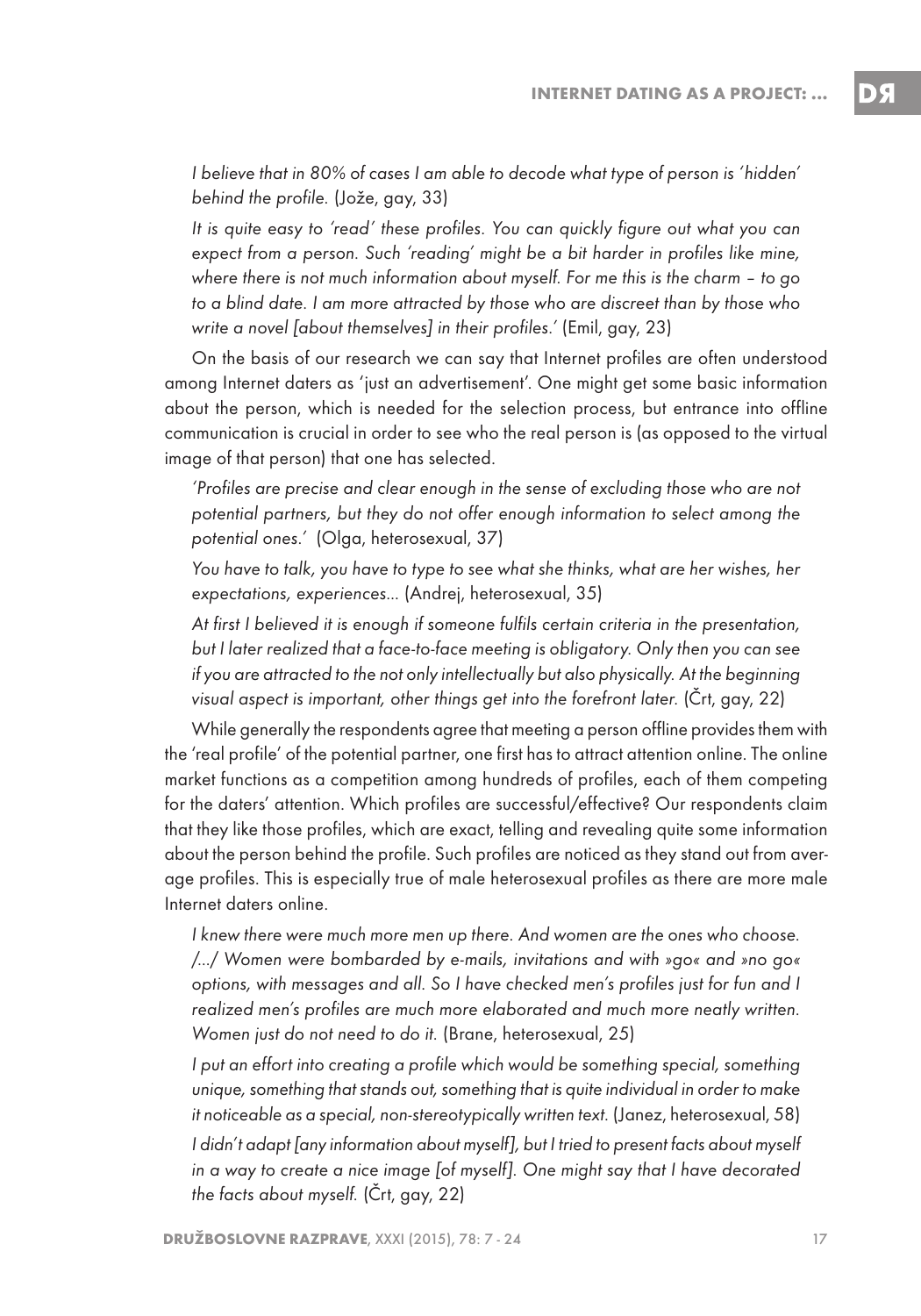*I believe that in 80% of cases I am able to decode what type of person is 'hidden' behind the profile.* (Jože, gay, 33)

*It is quite easy to 'read' these profiles. You can quickly figure out what you can expect from a person. Such 'reading' might be a bit harder in profiles like mine, where there is not much information about myself. For me this is the charm – to go to a blind date. I am more attracted by those who are discreet than by those who write a novel [about themselves] in their profiles.'* (Emil, gay, 23)

On the basis of our research we can say that Internet profiles are often understood among Internet daters as 'just an advertisement'. One might get some basic information about the person, which is needed for the selection process, but entrance into offline communication is crucial in order to see who the real person is (as opposed to the virtual image of that person) that one has selected.

*'Profiles are precise and clear enough in the sense of excluding those who are not potential partners, but they do not offer enough information to select among the potential ones.'* (Olga, heterosexual, 37)

*You have to talk, you have to type to see what she thinks, what are her wishes, her expectations, experiences...* (Andrej, heterosexual, 35)

*At first I believed it is enough if someone fulfils certain criteria in the presentation, but I later realized that a face-to-face meeting is obligatory. Only then you can see if you are attracted to the not only intellectually but also physically. At the beginning visual aspect is important, other things get into the forefront later.* (Črt, gay, 22)

While generally the respondents agree that meeting a person offline provides them with the 'real profile' of the potential partner, one first has to attract attention online. The online market functions as a competition among hundreds of profiles, each of them competing for the daters' attention. Which profiles are successful/effective? Our respondents claim that they like those profiles, which are exact, telling and revealing quite some information about the person behind the profile. Such profiles are noticed as they stand out from average profiles. This is especially true of male heterosexual profiles as there are more male Internet daters online.

*I knew there were much more men up there. And women are the ones who choose. /.../ Women were bombarded by e-mails, invitations and with »go« and »no go« options, with messages and all. So I have checked men's profiles just for fun and I realized men's profiles are much more elaborated and much more neatly written. Women just do not need to do it.* (Brane, heterosexual, 25)

*I put an effort into creating a profile which would be something special, something unique, something that stands out, something that is quite individual in order to make it noticeable as a special, non-stereotypically written text.* (Janez, heterosexual, 58)

*I didn't adapt [any information about myself], but I tried to present facts about myself in a way to create a nice image [of myself]. One might say that I have decorated the facts about myself.* (Črt, gay, 22)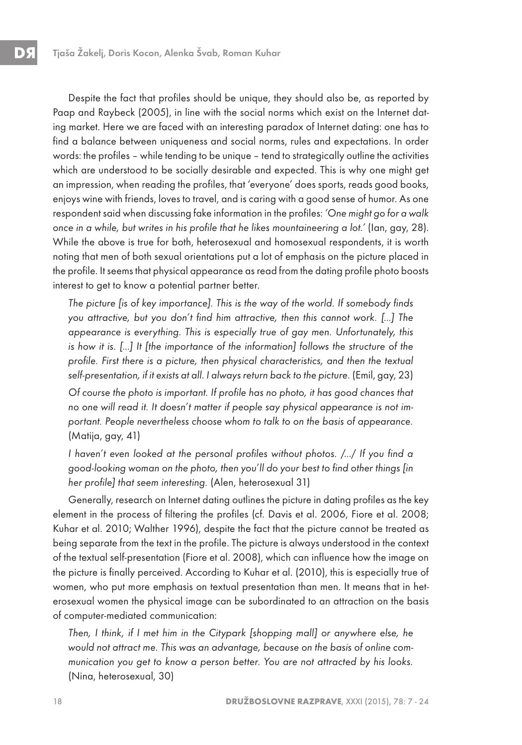Despite the fact that profiles should be unique, they should also be, as reported by Paap and Raybeck (2005), in line with the social norms which exist on the Internet dating market. Here we are faced with an interesting paradox of Internet dating: one has to find a balance between uniqueness and social norms, rules and expectations. In order words: the profiles – while tending to be unique – tend to strategically outline the activities which are understood to be socially desirable and expected. This is why one might get an impression, when reading the profiles, that 'everyone' does sports, reads good books, enjoys wine with friends, loves to travel, and is caring with a good sense of humor. As one respondent said when discussing fake information in the profiles: *'One might go for a walk once in a while, but writes in his profile that he likes mountaineering a lot.'* (Ian, gay, 28). While the above is true for both, heterosexual and homosexual respondents, it is worth noting that men of both sexual orientations put a lot of emphasis on the picture placed in the profile. It seems that physical appearance as read from the dating profile photo boosts interest to get to know a potential partner better.

> *The picture [is of key importance]. This is the way of the world. If somebody finds you attractive, but you don't find him attractive, then this cannot work. [...] The appearance is everything. This is especially true of gay men. Unfortunately, this is how it is. [...] It [the importance of the information] follows the structure of the profile. First there is a picture, then physical characteristics, and then the textual self-presentation, if it exists at all. I always return back to the picture.* (Emil, gay, 23)

> *Of course the photo is important. If profile has no photo, it has good chances that no one will read it. It doesn't matter if people say physical appearance is not important. People nevertheless choose whom to talk to on the basis of appearance.* (Matija, gay, 41)

> *I haven't even looked at the personal profiles without photos. /.../ If you find a good-looking woman on the photo, then you'll do your best to find other things [in her profile] that seem interesting.* (Alen, heterosexual 31)

Generally, research on Internet dating outlines the picture in dating profiles as the key element in the process of filtering the profiles (cf. Davis et al. 2006, Fiore et al. 2008; Kuhar et al. 2010; Walther 1996), despite the fact that the picture cannot be treated as being separate from the text in the profile. The picture is always understood in the context of the textual self-presentation (Fiore et al. 2008), which can influence how the image on the picture is finally perceived. According to Kuhar et al. (2010), this is especially true of women, who put more emphasis on textual presentation than men. It means that in heterosexual women the physical image can be subordinated to an attraction on the basis of computer-mediated communication:

> *Then, I think, if I met him in the Citypark [shopping mall] or anywhere else, he would not attract me. This was an advantage, because on the basis of online communication you get to know a person better. You are not attracted by his looks.* (Nina, heterosexual, 30)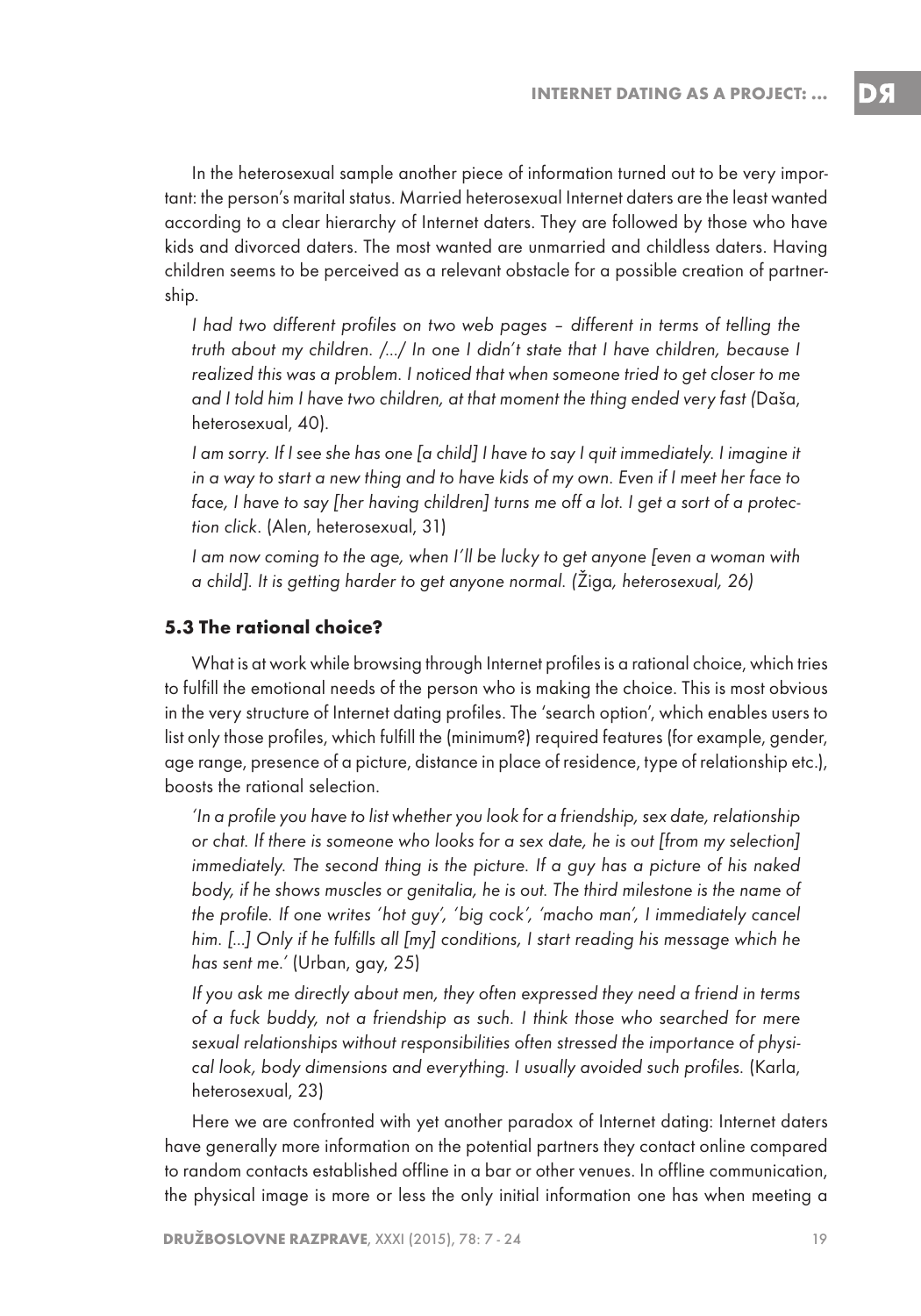In the heterosexual sample another piece of information turned out to be very important: the person's marital status. Married heterosexual Internet daters are the least wanted according to a clear hierarchy of Internet daters. They are followed by those who have kids and divorced daters. The most wanted are unmarried and childless daters. Having children seems to be perceived as a relevant obstacle for a possible creation of partnership.

> *I had two different profiles on two web pages – different in terms of telling the truth about my children. /.../ In one I didn't state that I have children, because I realized this was a problem. I noticed that when someone tried to get closer to me and I told him I have two children, at that moment the thing ended very fast (*Daša, heterosexual, 40).

> *I am sorry. If I see she has one [a child] I have to say I quit immediately. I imagine it in a way to start a new thing and to have kids of my own. Even if I meet her face to face, I have to say [her having children] turns me off a lot. I get a sort of a protection click*. (Alen, heterosexual, 31)

> *I am now coming to the age, when I'll be lucky to get anyone [even a woman with a child]. It is getting harder to get anyone normal. (*Žiga*, heterosexual, 26)*

### 5.3 The rational choice?

What is at work while browsing through Internet profiles is a rational choice, which tries to fulfill the emotional needs of the person who is making the choice. This is most obvious in the very structure of Internet dating profiles. The 'search option', which enables users to list only those profiles, which fulfill the (minimum?) required features (for example, gender, age range, presence of a picture, distance in place of residence, type of relationship etc.), boosts the rational selection.

> *'In a profile you have to list whether you look for a friendship, sex date, relationship or chat. If there is someone who looks for a sex date, he is out [from my selection] immediately. The second thing is the picture. If a guy has a picture of his naked body, if he shows muscles or genitalia, he is out. The third milestone is the name of the profile. If one writes 'hot guy', 'big cock', 'macho man', I immediately cancel him. [...] Only if he fulfills all [my] conditions, I start reading his message which he has sent me.'* (Urban, gay, 25)

> *If you ask me directly about men, they often expressed they need a friend in terms of a fuck buddy, not a friendship as such. I think those who searched for mere sexual relationships without responsibilities often stressed the importance of physical look, body dimensions and everything. I usually avoided such profiles.* (Karla, heterosexual, 23)

Here we are confronted with yet another paradox of Internet dating: Internet daters have generally more information on the potential partners they contact online compared to random contacts established offline in a bar or other venues. In offline communication, the physical image is more or less the only initial information one has when meeting a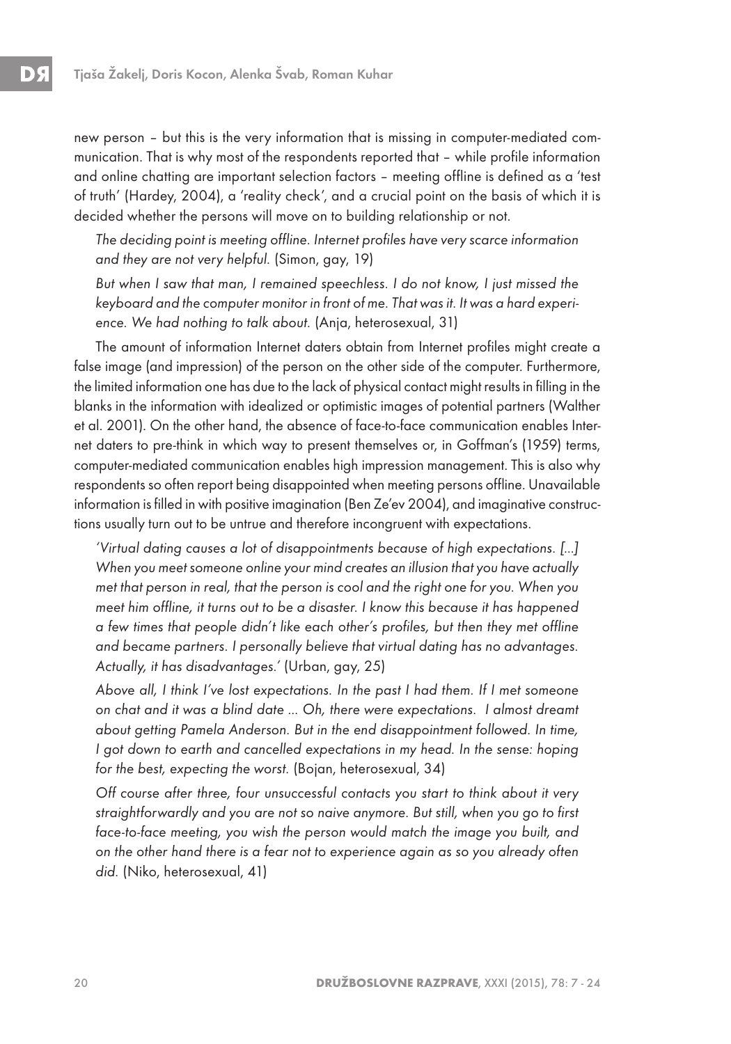new person – but this is the very information that is missing in computer-mediated communication. That is why most of the respondents reported that – while profile information and online chatting are important selection factors – meeting offline is defined as a 'test of truth' (Hardey, 2004), a 'reality check', and a crucial point on the basis of which it is decided whether the persons will move on to building relationship or not.

> *The deciding point is meeting offline. Internet profiles have very scarce information and they are not very helpful.* (Simon, gay, 19)

> *But when I saw that man, I remained speechless. I do not know, I just missed the keyboard and the computer monitor in front of me. That was it. It was a hard experience. We had nothing to talk about.* (Anja, heterosexual, 31)

The amount of information Internet daters obtain from Internet profiles might create a false image (and impression) of the person on the other side of the computer. Furthermore, the limited information one has due to the lack of physical contact might results in filling in the blanks in the information with idealized or optimistic images of potential partners (Walther et al. 2001). On the other hand, the absence of face-to-face communication enables Internet daters to pre-think in which way to present themselves or, in Goffman's (1959) terms, computer-mediated communication enables high impression management. This is also why respondents so often report being disappointed when meeting persons offline. Unavailable information is filled in with positive imagination (Ben Ze'ev 2004), and imaginative constructions usually turn out to be untrue and therefore incongruent with expectations.

> *'Virtual dating causes a lot of disappointments because of high expectations. [...] When you meet someone online your mind creates an illusion that you have actually met that person in real, that the person is cool and the right one for you. When you meet him offline, it turns out to be a disaster. I know this because it has happened a few times that people didn't like each other's profiles, but then they met offline and became partners. I personally believe that virtual dating has no advantages. Actually, it has disadvantages.'* (Urban, gay, 25)

> *Above all, I think I've lost expectations. In the past I had them. If I met someone on chat and it was a blind date ... Oh, there were expectations. I almost dreamt about getting Pamela Anderson. But in the end disappointment followed. In time, I got down to earth and cancelled expectations in my head. In the sense: hoping for the best, expecting the worst.* (Bojan, heterosexual, 34)

> *Off course after three, four unsuccessful contacts you start to think about it very straightforwardly and you are not so naive anymore. But still, when you go to first face-to-face meeting, you wish the person would match the image you built, and on the other hand there is a fear not to experience again as so you already often did.* (Niko, heterosexual, 41)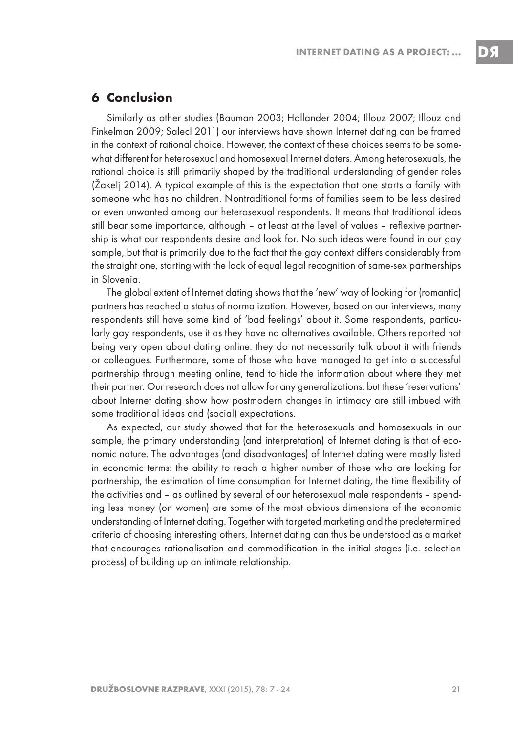## 6 Conclusion

Similarly as other studies (Bauman 2003; Hollander 2004; Illouz 2007; Illouz and Finkelman 2009; Salecl 2011) our interviews have shown Internet dating can be framed in the context of rational choice. However, the context of these choices seems to be somewhat different for heterosexual and homosexual Internet daters. Among heterosexuals, the rational choice is still primarily shaped by the traditional understanding of gender roles (Žakelj 2014). A typical example of this is the expectation that one starts a family with someone who has no children. Nontraditional forms of families seem to be less desired or even unwanted among our heterosexual respondents. It means that traditional ideas still bear some importance, although – at least at the level of values – reflexive partnership is what our respondents desire and look for. No such ideas were found in our gay sample, but that is primarily due to the fact that the gay context differs considerably from the straight one, starting with the lack of equal legal recognition of same-sex partnerships in Slovenia.

The global extent of Internet dating shows that the 'new' way of looking for (romantic) partners has reached a status of normalization. However, based on our interviews, many respondents still have some kind of 'bad feelings' about it. Some respondents, particularly gay respondents, use it as they have no alternatives available. Others reported not being very open about dating online: they do not necessarily talk about it with friends or colleagues. Furthermore, some of those who have managed to get into a successful partnership through meeting online, tend to hide the information about where they met their partner. Our research does not allow for any generalizations, but these 'reservations' about Internet dating show how postmodern changes in intimacy are still imbued with some traditional ideas and (social) expectations.

As expected, our study showed that for the heterosexuals and homosexuals in our sample, the primary understanding (and interpretation) of Internet dating is that of economic nature. The advantages (and disadvantages) of Internet dating were mostly listed in economic terms: the ability to reach a higher number of those who are looking for partnership, the estimation of time consumption for Internet dating, the time flexibility of the activities and – as outlined by several of our heterosexual male respondents – spending less money (on women) are some of the most obvious dimensions of the economic understanding of Internet dating. Together with targeted marketing and the predetermined criteria of choosing interesting others, Internet dating can thus be understood as a market that encourages rationalisation and commodification in the initial stages (i.e. selection process) of building up an intimate relationship.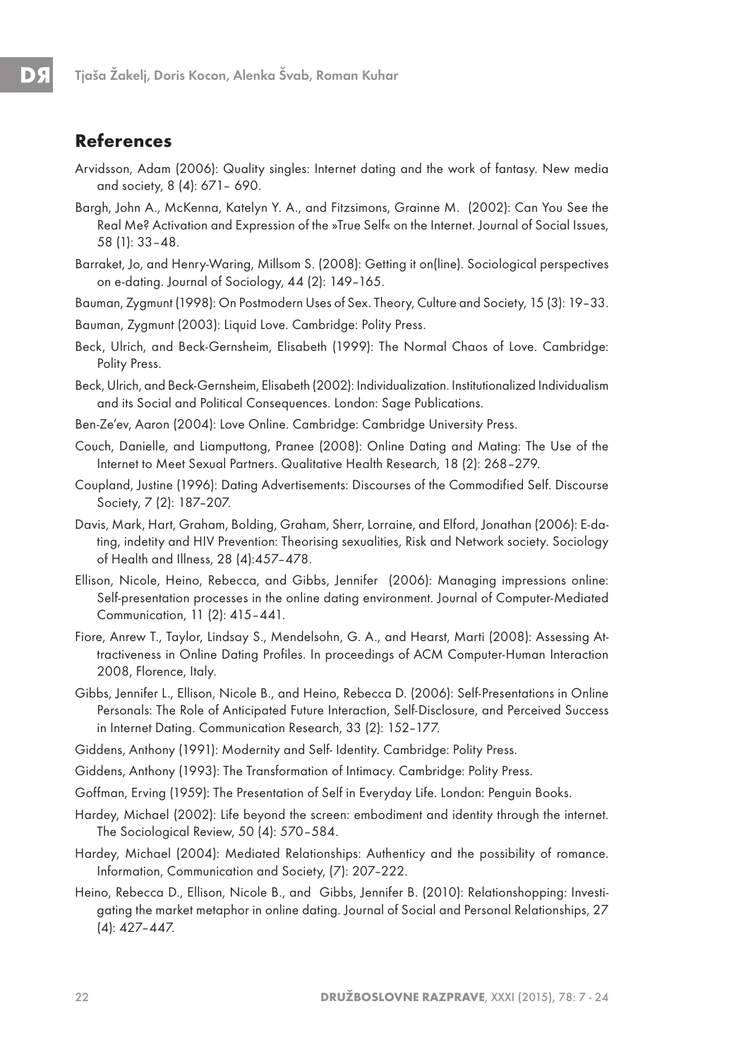## References

Arvidsson, Adam (2006): Quality singles: Internet dating and the work of fantasy. New media and society, 8 (4): 671– 690.

Bargh, John A., McKenna, Katelyn Y. A., and Fitzsimons, Grainne M. (2002): Can You See the Real Me? Activation and Expression of the »True Self« on the Internet. Journal of Social Issues, 58 (1): 33–48.

Barraket, Jo, and Henry-Waring, Millsom S. (2008): Getting it on(line). Sociological perspectives on e-dating. Journal of Sociology, 44 (2): 149–165.

Bauman, Zygmunt (1998): On Postmodern Uses of Sex. Theory, Culture and Society, 15 (3): 19–33.

Bauman, Zygmunt (2003): Liquid Love. Cambridge: Polity Press.

Beck, Ulrich, and Beck-Gernsheim, Elisabeth (1999): The Normal Chaos of Love. Cambridge: Polity Press.

Beck, Ulrich, and Beck-Gernsheim, Elisabeth (2002): Individualization. Institutionalized Individualism and its Social and Political Consequences. London: Sage Publications.

Ben-Ze'ev, Aaron (2004): Love Online. Cambridge: Cambridge University Press.

Couch, Danielle, and Liamputtong, Pranee (2008): Online Dating and Mating: The Use of the Internet to Meet Sexual Partners. Qualitative Health Research, 18 (2): 268–279.

Coupland, Justine (1996): Dating Advertisements: Discourses of the Commodified Self. Discourse Society, 7 (2): 187–207.

Davis, Mark, Hart, Graham, Bolding, Graham, Sherr, Lorraine, and Elford, Jonathan (2006): E-dating, indetity and HIV Prevention: Theorising sexualities, Risk and Network society. Sociology of Health and Illness, 28 (4):457–478.

Ellison, Nicole, Heino, Rebecca, and Gibbs, Jennifer (2006): Managing impressions online: Self-presentation processes in the online dating environment. Journal of Computer-Mediated Communication, 11 (2): 415–441.

Fiore, Anrew T., Taylor, Lindsay S., Mendelsohn, G. A., and Hearst, Marti (2008): Assessing Attractiveness in Online Dating Profiles. In proceedings of ACM Computer-Human Interaction 2008, Florence, Italy.

Gibbs, Jennifer L., Ellison, Nicole B., and Heino, Rebecca D. (2006): Self-Presentations in Online Personals: The Role of Anticipated Future Interaction, Self-Disclosure, and Perceived Success in Internet Dating. Communication Research, 33 (2): 152–177.

Giddens, Anthony (1991): Modernity and Self- Identity. Cambridge: Polity Press.

Giddens, Anthony (1993): The Transformation of Intimacy. Cambridge: Polity Press.

Goffman, Erving (1959): The Presentation of Self in Everyday Life. London: Penguin Books.

Hardey, Michael (2002): Life beyond the screen: embodiment and identity through the internet. The Sociological Review, 50 (4): 570–584.

Hardey, Michael (2004): Mediated Relationships: Authenticy and the possibility of romance. Information, Communication and Society, (7): 207–222.

Heino, Rebecca D., Ellison, Nicole B., and Gibbs, Jennifer B. (2010): Relationshopping: Investigating the market metaphor in online dating. Journal of Social and Personal Relationships, 27 (4): 427–447.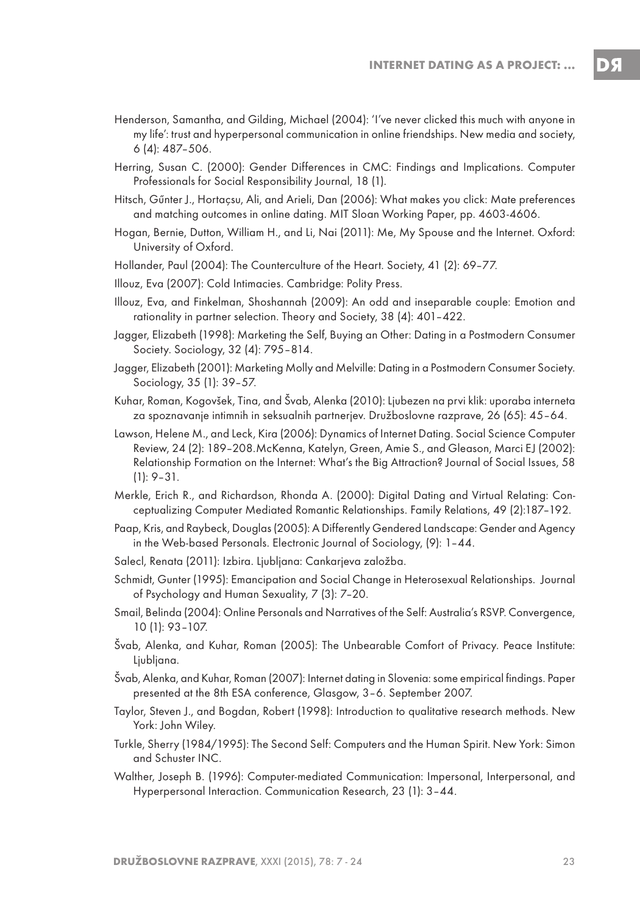Henderson, Samantha, and Gilding, Michael (2004): 'I've never clicked this much with anyone in my life': trust and hyperpersonal communication in online friendships. New media and society, 6 (4): 487–506.

Herring, Susan C. (2000): Gender Differences in CMC: Findings and Implications. Computer Professionals for Social Responsibility Journal, 18 (1).

Hitsch, Gűnter J., Hortaçsu, Ali, and Arieli, Dan (2006): What makes you click: Mate preferences and matching outcomes in online dating. MIT Sloan Working Paper, pp. 4603-4606.

Hogan, Bernie, Dutton, William H., and Li, Nai (2011): Me, My Spouse and the Internet. Oxford: University of Oxford.

Hollander, Paul (2004): The Counterculture of the Heart. Society, 41 (2): 69–77.

Illouz, Eva (2007): Cold Intimacies. Cambridge: Polity Press.

Illouz, Eva, and Finkelman, Shoshannah (2009): An odd and inseparable couple: Emotion and rationality in partner selection. Theory and Society, 38 (4): 401–422.

Jagger, Elizabeth (1998): Marketing the Self, Buying an Other: Dating in a Postmodern Consumer Society. Sociology, 32 (4): 795–814.

Jagger, Elizabeth (2001): Marketing Molly and Melville: Dating in a Postmodern Consumer Society. Sociology, 35 (1): 39–57.

Kuhar, Roman, Kogovšek, Tina, and Švab, Alenka (2010): Ljubezen na prvi klik: uporaba interneta za spoznavanje intimnih in seksualnih partnerjev. Družboslovne razprave, 26 (65): 45–64.

Lawson, Helene M., and Leck, Kira (2006): Dynamics of Internet Dating. Social Science Computer Review, 24 (2): 189–208.McKenna, Katelyn, Green, Amie S., and Gleason, Marci EJ (2002): Relationship Formation on the Internet: What's the Big Attraction? Journal of Social Issues, 58 (1): 9–31.

Merkle, Erich R., and Richardson, Rhonda A. (2000): Digital Dating and Virtual Relating: Conceptualizing Computer Mediated Romantic Relationships. Family Relations, 49 (2):187–192.

Paap, Kris, and Raybeck, Douglas (2005): A Differently Gendered Landscape: Gender and Agency in the Web-based Personals. Electronic Journal of Sociology, (9): 1–44.

Salecl, Renata (2011): Izbira. Ljubljana: Cankarjeva založba.

Schmidt, Gunter (1995): Emancipation and Social Change in Heterosexual Relationships. Journal of Psychology and Human Sexuality, 7 (3): 7–20.

Smail, Belinda (2004): Online Personals and Narratives of the Self: Australia's RSVP. Convergence, 10 (1): 93–107.

Švab, Alenka, and Kuhar, Roman (2005): The Unbearable Comfort of Privacy. Peace Institute: Ljubljana.

Švab, Alenka, and Kuhar, Roman (2007): Internet dating in Slovenia: some empirical findings. Paper presented at the 8th ESA conference, Glasgow, 3–6. September 2007.

Taylor, Steven J., and Bogdan, Robert (1998): Introduction to qualitative research methods. New York: John Wiley.

Turkle, Sherry (1984/1995): The Second Self: Computers and the Human Spirit. New York: Simon and Schuster INC.

Walther, Joseph B. (1996): Computer-mediated Communication: Impersonal, Interpersonal, and Hyperpersonal Interaction. Communication Research, 23 (1): 3–44.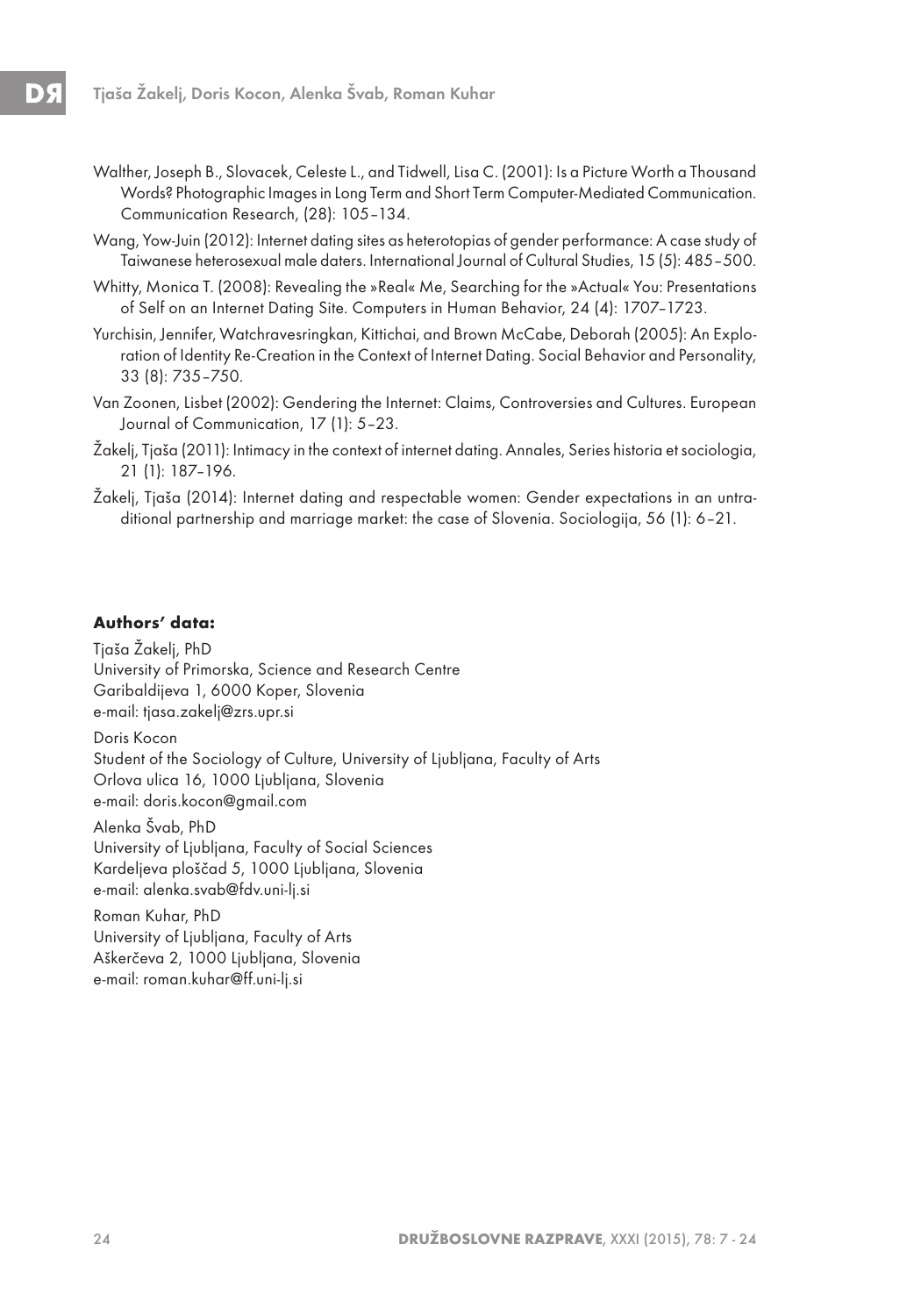Walther, Joseph B., Slovacek, Celeste L., and Tidwell, Lisa C. (2001): Is a Picture Worth a Thousand Words? Photographic Images in Long Term and Short Term Computer-Mediated Communication. Communication Research, (28): 105–134.

Wang, Yow-Juin (2012): Internet dating sites as heterotopias of gender performance: A case study of Taiwanese heterosexual male daters. International Journal of Cultural Studies, 15 (5): 485–500.

Whitty, Monica T. (2008): Revealing the »Real« Me, Searching for the »Actual« You: Presentations of Self on an Internet Dating Site. Computers in Human Behavior, 24 (4): 1707–1723.

Yurchisin, Jennifer, Watchravesringkan, Kittichai, and Brown McCabe, Deborah (2005): An Exploration of Identity Re-Creation in the Context of Internet Dating. Social Behavior and Personality, 33 (8): 735–750.

Van Zoonen, Lisbet (2002): Gendering the Internet: Claims, Controversies and Cultures. European Journal of Communication, 17 (1): 5–23.

Žakelj, Tjaša (2011): Intimacy in the context of internet dating. Annales, Series historia et sociologia, 21 (1): 187–196.

Žakelj, Tjaša (2014): Internet dating and respectable women: Gender expectations in an untraditional partnership and marriage market: the case of Slovenia. Sociologija, 56 (1): 6–21.

**Authors' data:**

Tjaša Žakelj, PhD
University of Primorska, Science and Research Centre
Garibaldijeva 1, 6000 Koper, Slovenia
e-mail: tjasa.zakelj@zrs.upr.si

Doris Kocon
Student of the Sociology of Culture, University of Ljubljana, Faculty of Arts
Orlova ulica 16, 1000 Ljubljana, Slovenia
e-mail: doris.kocon@gmail.com

Alenka Švab, PhD
University of Ljubljana, Faculty of Social Sciences
Kardeljeva ploščad 5, 1000 Ljubljana, Slovenia
e-mail: alenka.svab@fdv.uni-lj.si

Roman Kuhar, PhD
University of Ljubljana, Faculty of Arts
Aškerčeva 2, 1000 Ljubljana, Slovenia
e-mail: roman.kuhar@ff.uni-lj.si